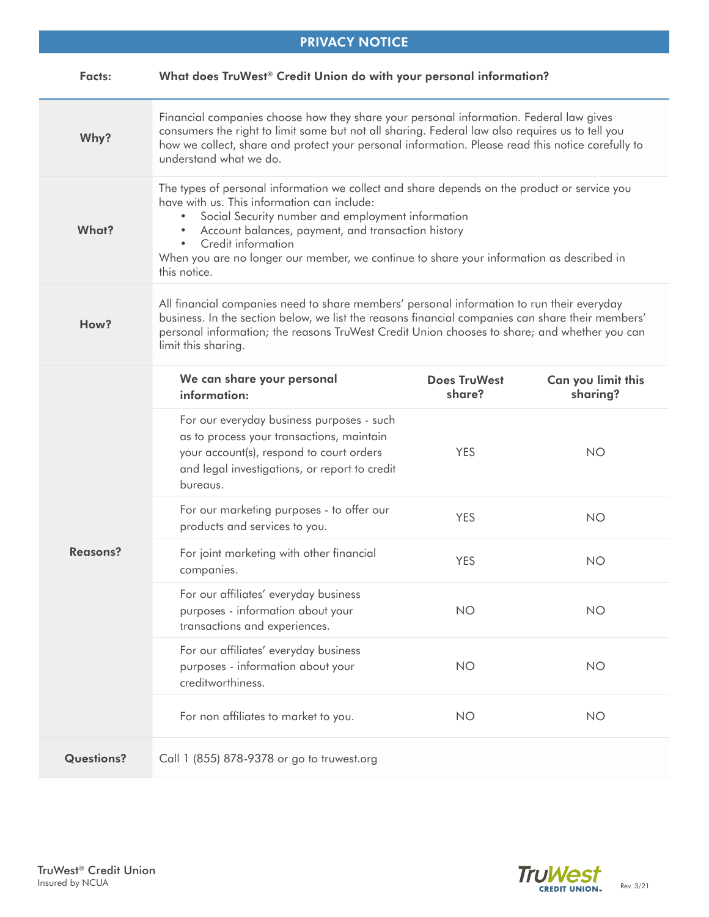# PRIVACY NOTICE

| Facts: | What does TruWest® Credit Union do with your personal information? |
|---|---|
| Why? | Financial companies choose how they share your personal information. Federal law gives consumers the right to limit some but not all sharing. Federal law also requires us to tell you how we collect, share and protect your personal information. Please read this notice carefully to understand what we do. |
| What? | The types of personal information we collect and share depends on the product or service you have with us. This information can include:<br>• Social Security number and employment information<br>• Account balances, payment, and transaction history<br>• Credit information<br>When you are no longer our member, we continue to share your information as described in this notice. |
| How? | All financial companies need to share members' personal information to run their everyday business. In the section below, we list the reasons financial companies can share their members' personal information; the reasons TruWest Credit Union chooses to share; and whether you can limit this sharing. |

| Reasons? | We can share your personal information: | Does TruWest share? | Can you limit this sharing? |
|---|---|---|---|
| | For our everyday business purposes - such as to process your transactions, maintain your account(s), respond to court orders and legal investigations, or report to credit bureaus. | YES | NO |
| | For our marketing purposes - to offer our products and services to you. | YES | NO |
| | For joint marketing with other financial companies. | YES | NO |
| | For our affiliates' everyday business purposes - information about your transactions and experiences. | NO | NO |
| | For our affiliates' everyday business purposes - information about your creditworthiness. | NO | NO |
| | For non affiliates to market to you. | NO | NO |

| Questions? | Call 1 (855) 878-9378 or go to truwest.org |
|---|---|

TruWest® Credit Union
Insured by NCUA

Rev. 3/21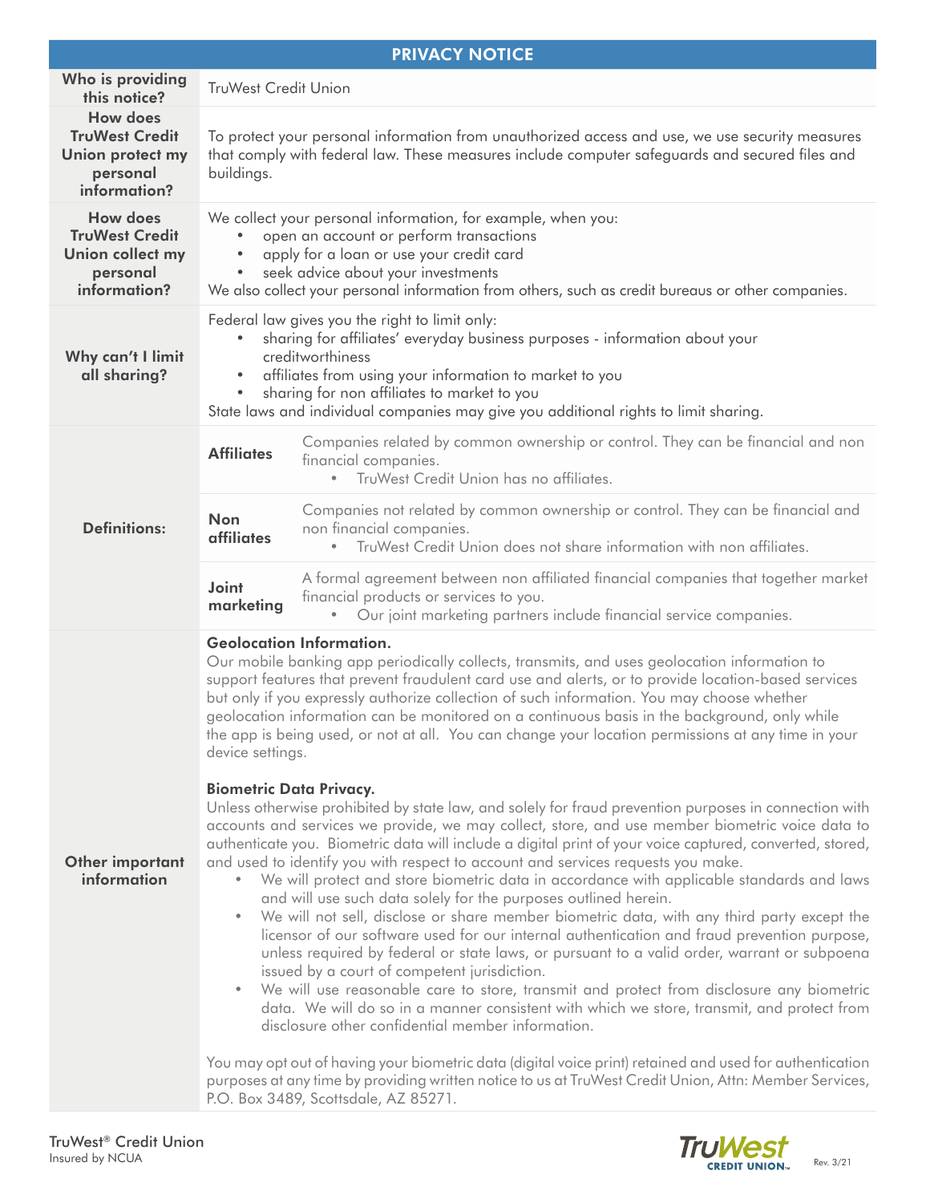## PRIVACY NOTICE

| | |
|---|---|
| **Who is providing this notice?** | TruWest Credit Union |
| **How does TruWest Credit Union protect my personal information?** | To protect your personal information from unauthorized access and use, we use security measures that comply with federal law. These measures include computer safeguards and secured files and buildings. |
| **How does TruWest Credit Union collect my personal information?** | We collect your personal information, for example, when you:<br>• open an account or perform transactions<br>• apply for a loan or use your credit card<br>• seek advice about your investments<br>We also collect your personal information from others, such as credit bureaus or other companies. |
| **Why can't I limit all sharing?** | Federal law gives you the right to limit only:<br>• sharing for affiliates' everyday business purposes - information about your creditworthiness<br>• affiliates from using your information to market to you<br>• sharing for non affiliates to market to you<br>State laws and individual companies may give you additional rights to limit sharing. |

### Definitions:

| | |
|---|---|
| **Affiliates** | Companies related by common ownership or control. They can be financial and non financial companies.<br>• TruWest Credit Union has no affiliates. |
| **Non affiliates** | Companies not related by common ownership or control. They can be financial and non financial companies.<br>• TruWest Credit Union does not share information with non affiliates. |
| **Joint marketing** | A formal agreement between non affiliated financial companies that together market financial products or services to you.<br>• Our joint marketing partners include financial service companies. |

### Other important information

**Geolocation Information.**
Our mobile banking app periodically collects, transmits, and uses geolocation information to support features that prevent fraudulent card use and alerts, or to provide location-based services but only if you expressly authorize collection of such information. You may choose whether geolocation information can be monitored on a continuous basis in the background, only while the app is being used, or not at all. You can change your location permissions at any time in your device settings.

**Biometric Data Privacy.**
Unless otherwise prohibited by state law, and solely for fraud prevention purposes in connection with accounts and services we provide, we may collect, store, and use member biometric voice data to authenticate you. Biometric data will include a digital print of your voice captured, converted, stored, and used to identify you with respect to account and services requests you make.

- We will protect and store biometric data in accordance with applicable standards and laws and will use such data solely for the purposes outlined herein.
- We will not sell, disclose or share member biometric data, with any third party except the licensor of our software used for our internal authentication and fraud prevention purpose, unless required by federal or state laws, or pursuant to a valid order, warrant or subpoena issued by a court of competent jurisdiction.
- We will use reasonable care to store, transmit and protect from disclosure any biometric data. We will do so in a manner consistent with which we store, transmit, and protect from disclosure other confidential member information.

You may opt out of having your biometric data (digital voice print) retained and used for authentication purposes at any time by providing written notice to us at TruWest Credit Union, Attn: Member Services, P.O. Box 3489, Scottsdale, AZ 85271.

TruWest® Credit Union
Insured by NCUA

Rev. 3/21